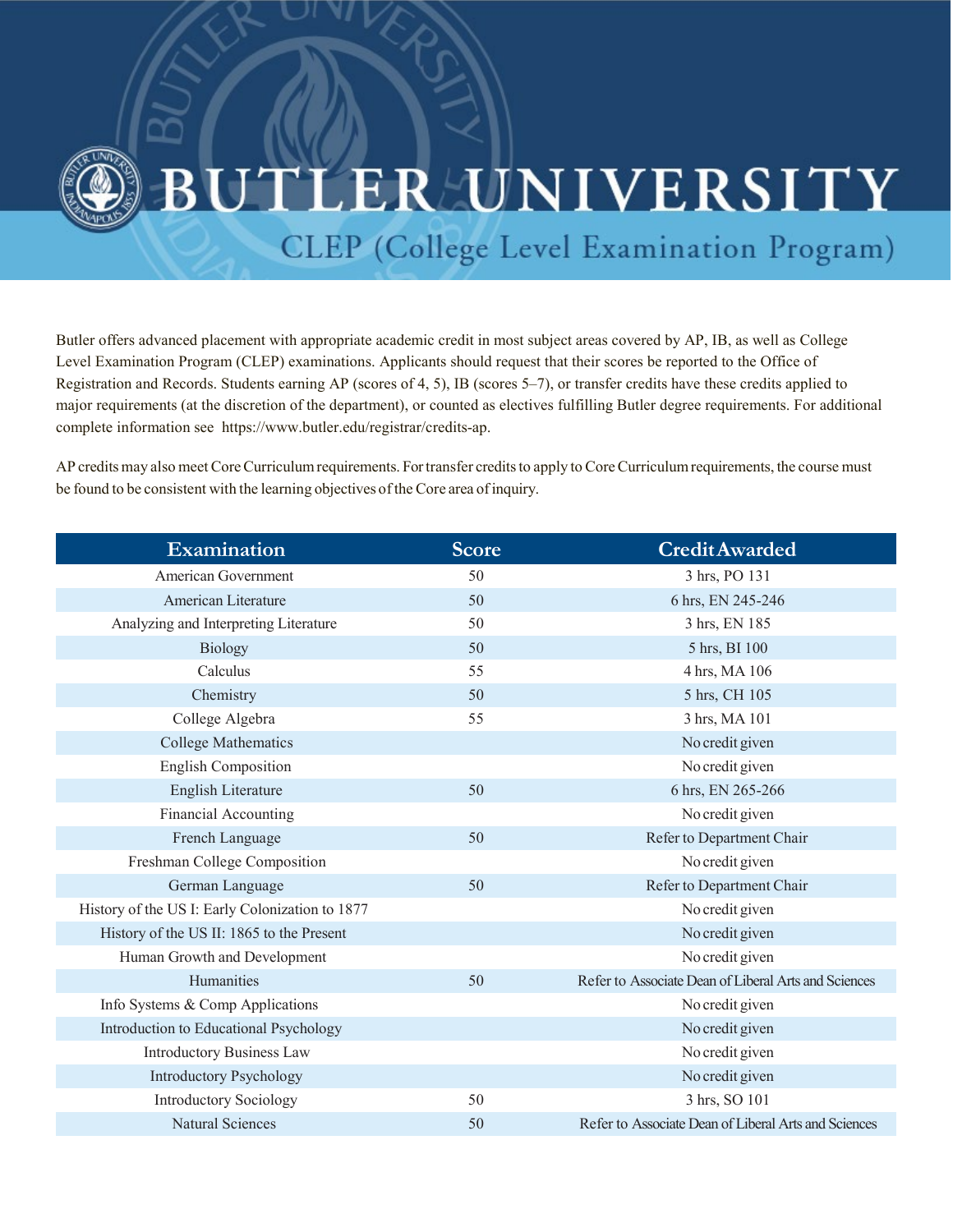# BUTLER UNIVERSITY

## CLEP (College Level Examination Program)

Butler offers advanced placement with appropriate academic credit in most subject areas covered by AP, IB, as well as College Level Examination Program (CLEP) examinations. Applicants should request that their scores be reported to the Office of Registration and Records. Students earning AP (scores of 4, 5), IB (scores 5–7), or transfer credits have these credits applied to major requirements (at the discretion of the department), or counted as electives fulfilling Butler degree requirements. For additional complete information see https://www.butler.edu/registrar/credits-ap.

AP credits may also meet Core Curriculum requirements. For transfer credits to apply to Core Curriculum requirements, the course must be found to be consistent with the learning objectives of the Core area of inquiry.

| Examination | Score | Credit Awarded |
|---|---|---|
| American Government | 50 | 3 hrs, PO 131 |
| American Literature | 50 | 6 hrs, EN 245-246 |
| Analyzing and Interpreting Literature | 50 | 3 hrs, EN 185 |
| Biology | 50 | 5 hrs, BI 100 |
| Calculus | 55 | 4 hrs, MA 106 |
| Chemistry | 50 | 5 hrs, CH 105 |
| College Algebra | 55 | 3 hrs, MA 101 |
| College Mathematics | | No credit given |
| English Composition | | No credit given |
| English Literature | 50 | 6 hrs, EN 265-266 |
| Financial Accounting | | No credit given |
| French Language | 50 | Refer to Department Chair |
| Freshman College Composition | | No credit given |
| German Language | 50 | Refer to Department Chair |
| History of the US I: Early Colonization to 1877 | | No credit given |
| History of the US II: 1865 to the Present | | No credit given |
| Human Growth and Development | | No credit given |
| Humanities | 50 | Refer to Associate Dean of Liberal Arts and Sciences |
| Info Systems & Comp Applications | | No credit given |
| Introduction to Educational Psychology | | No credit given |
| Introductory Business Law | | No credit given |
| Introductory Psychology | | No credit given |
| Introductory Sociology | 50 | 3 hrs, SO 101 |
| Natural Sciences | 50 | Refer to Associate Dean of Liberal Arts and Sciences |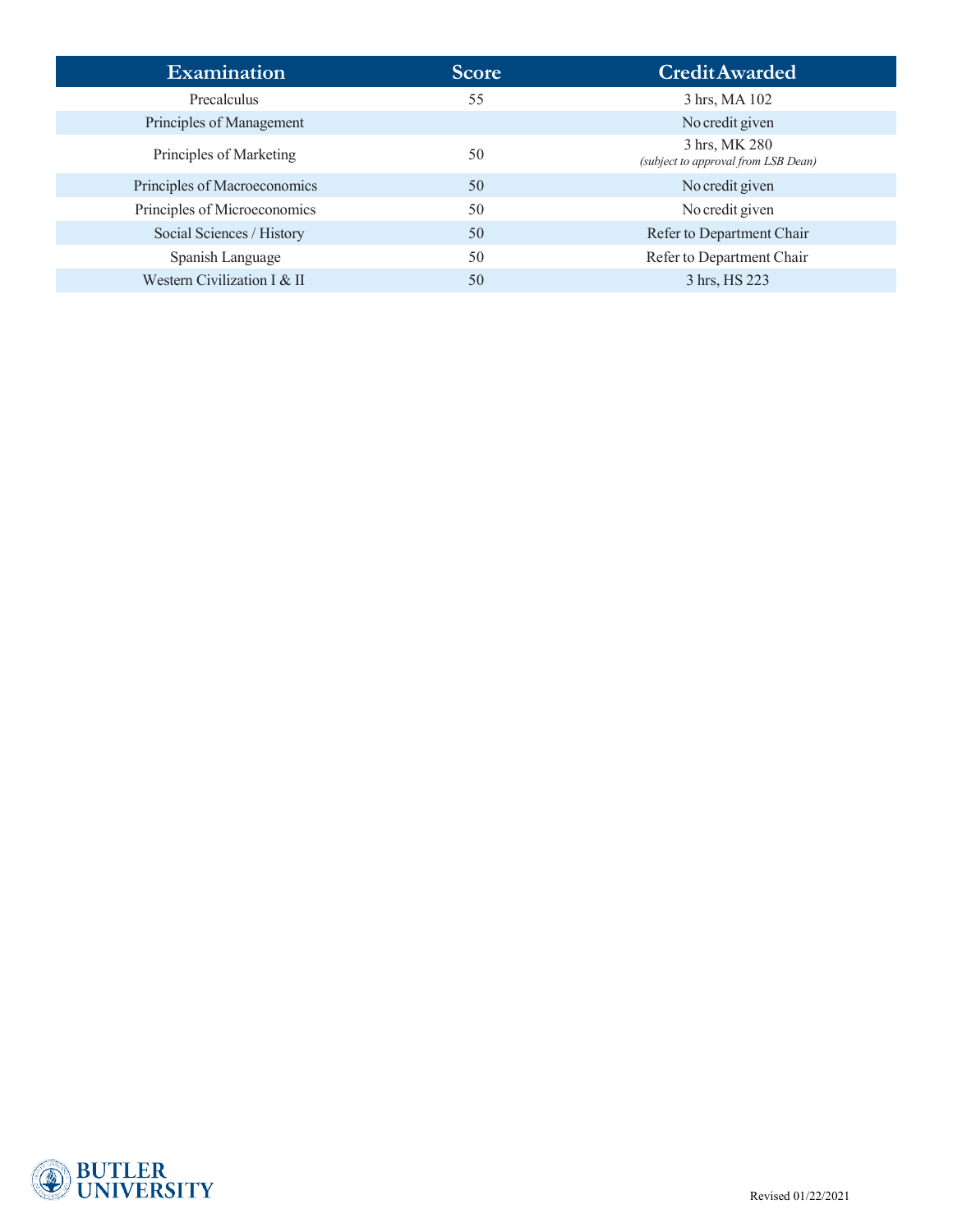| Examination | Score | Credit Awarded |
|---|---|---|
| Precalculus | 55 | 3 hrs, MA 102 |
| Principles of Management | | No credit given |
| Principles of Marketing | 50 | 3 hrs, MK 280 *(subject to approval from LSB Dean)* |
| Principles of Macroeconomics | 50 | No credit given |
| Principles of Microeconomics | 50 | No credit given |
| Social Sciences / History | 50 | Refer to Department Chair |
| Spanish Language | 50 | Refer to Department Chair |
| Western Civilization I & II | 50 | 3 hrs, HS 223 |

BUTLER UNIVERSITY

Revised 01/22/2021